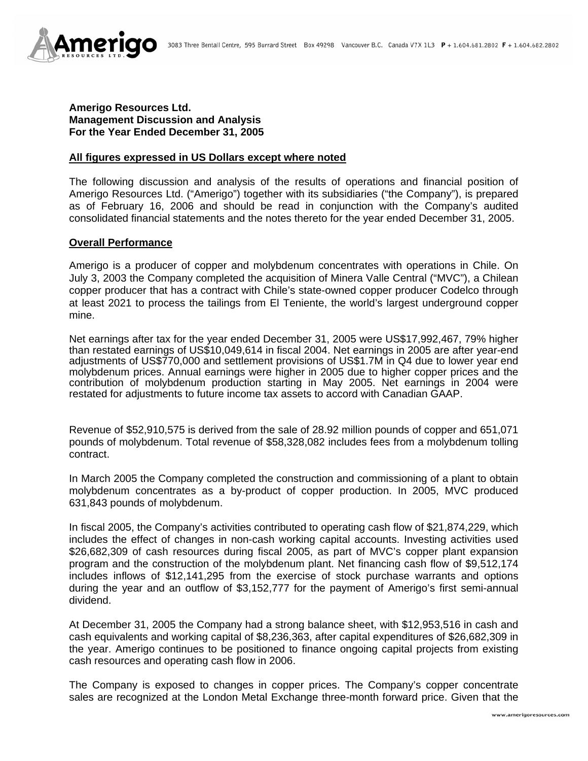**Amerigo Resources Ltd.**
**Management Discussion and Analysis**
**For the Year Ended December 31, 2005**

**All figures expressed in US Dollars except where noted**

The following discussion and analysis of the results of operations and financial position of Amerigo Resources Ltd. ("Amerigo") together with its subsidiaries ("the Company"), is prepared as of February 16, 2006 and should be read in conjunction with the Company's audited consolidated financial statements and the notes thereto for the year ended December 31, 2005.

## Overall Performance

Amerigo is a producer of copper and molybdenum concentrates with operations in Chile. On July 3, 2003 the Company completed the acquisition of Minera Valle Central ("MVC"), a Chilean copper producer that has a contract with Chile's state-owned copper producer Codelco through at least 2021 to process the tailings from El Teniente, the world's largest underground copper mine.

Net earnings after tax for the year ended December 31, 2005 were US$17,992,467, 79% higher than restated earnings of US$10,049,614 in fiscal 2004. Net earnings in 2005 are after year-end adjustments of US$770,000 and settlement provisions of US$1.7M in Q4 due to lower year end molybdenum prices. Annual earnings were higher in 2005 due to higher copper prices and the contribution of molybdenum production starting in May 2005. Net earnings in 2004 were restated for adjustments to future income tax assets to accord with Canadian GAAP.

Revenue of $52,910,575 is derived from the sale of 28.92 million pounds of copper and 651,071 pounds of molybdenum. Total revenue of $58,328,082 includes fees from a molybdenum tolling contract.

In March 2005 the Company completed the construction and commissioning of a plant to obtain molybdenum concentrates as a by-product of copper production. In 2005, MVC produced 631,843 pounds of molybdenum.

In fiscal 2005, the Company's activities contributed to operating cash flow of $21,874,229, which includes the effect of changes in non-cash working capital accounts. Investing activities used $26,682,309 of cash resources during fiscal 2005, as part of MVC's copper plant expansion program and the construction of the molybdenum plant. Net financing cash flow of $9,512,174 includes inflows of $12,141,295 from the exercise of stock purchase warrants and options during the year and an outflow of $3,152,777 for the payment of Amerigo's first semi-annual dividend.

At December 31, 2005 the Company had a strong balance sheet, with $12,953,516 in cash and cash equivalents and working capital of $8,236,363, after capital expenditures of $26,682,309 in the year. Amerigo continues to be positioned to finance ongoing capital projects from existing cash resources and operating cash flow in 2006.

The Company is exposed to changes in copper prices. The Company's copper concentrate sales are recognized at the London Metal Exchange three-month forward price. Given that the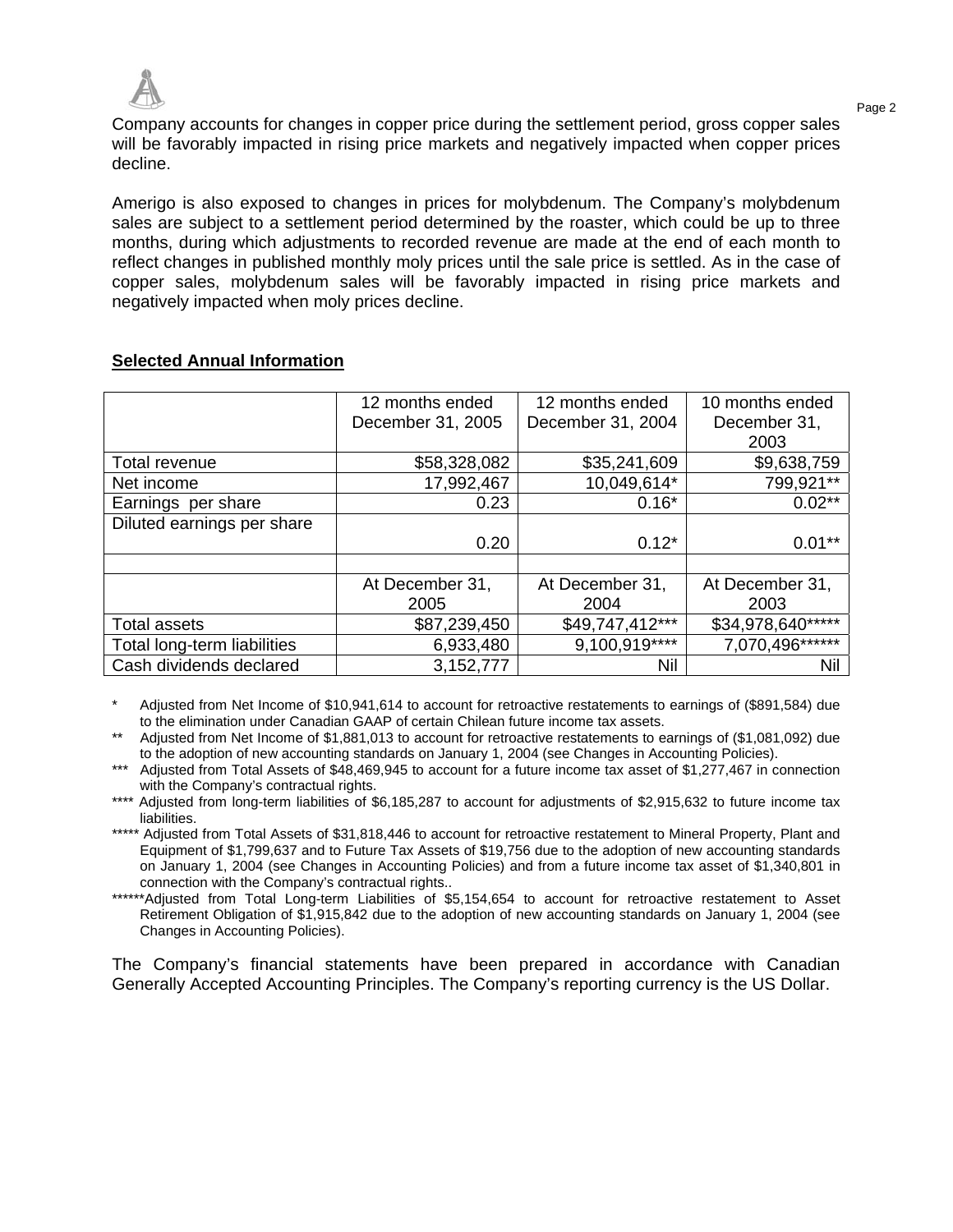Company accounts for changes in copper price during the settlement period, gross copper sales will be favorably impacted in rising price markets and negatively impacted when copper prices decline.

Amerigo is also exposed to changes in prices for molybdenum. The Company's molybdenum sales are subject to a settlement period determined by the roaster, which could be up to three months, during which adjustments to recorded revenue are made at the end of each month to reflect changes in published monthly moly prices until the sale price is settled. As in the case of copper sales, molybdenum sales will be favorably impacted in rising price markets and negatively impacted when moly prices decline.

**Selected Annual Information**

| | 12 months ended December 31, 2005 | 12 months ended December 31, 2004 | 10 months ended December 31, 2003 |
|---|---|---|---|
| Total revenue | $58,328,082 | $35,241,609 | $9,638,759 |
| Net income | 17,992,467 | 10,049,614* | 799,921** |
| Earnings per share | 0.23 | 0.16* | 0.02** |
| Diluted earnings per share | 0.20 | 0.12* | 0.01** |
| | | | |
| | At December 31, 2005 | At December 31, 2004 | At December 31, 2003 |
| Total assets | $87,239,450 | $49,747,412*** | $34,978,640***** |
| Total long-term liabilities | 6,933,480 | 9,100,919**** | 7,070,496****** |
| Cash dividends declared | 3,152,777 | Nil | Nil |

\* Adjusted from Net Income of $10,941,614 to account for retroactive restatements to earnings of ($891,584) due to the elimination under Canadian GAAP of certain Chilean future income tax assets.

\** Adjusted from Net Income of $1,881,013 to account for retroactive restatements to earnings of ($1,081,092) due to the adoption of new accounting standards on January 1, 2004 (see Changes in Accounting Policies).

\*** Adjusted from Total Assets of $48,469,945 to account for a future income tax asset of $1,277,467 in connection with the Company's contractual rights.

\**** Adjusted from long-term liabilities of $6,185,287 to account for adjustments of $2,915,632 to future income tax liabilities.

\***** Adjusted from Total Assets of $31,818,446 to account for retroactive restatement to Mineral Property, Plant and Equipment of $1,799,637 and to Future Tax Assets of $19,756 due to the adoption of new accounting standards on January 1, 2004 (see Changes in Accounting Policies) and from a future income tax asset of $1,340,801 in connection with the Company's contractual rights..

\******Adjusted from Total Long-term Liabilities of $5,154,654 to account for retroactive restatement to Asset Retirement Obligation of $1,915,842 due to the adoption of new accounting standards on January 1, 2004 (see Changes in Accounting Policies).

The Company's financial statements have been prepared in accordance with Canadian Generally Accepted Accounting Principles. The Company's reporting currency is the US Dollar.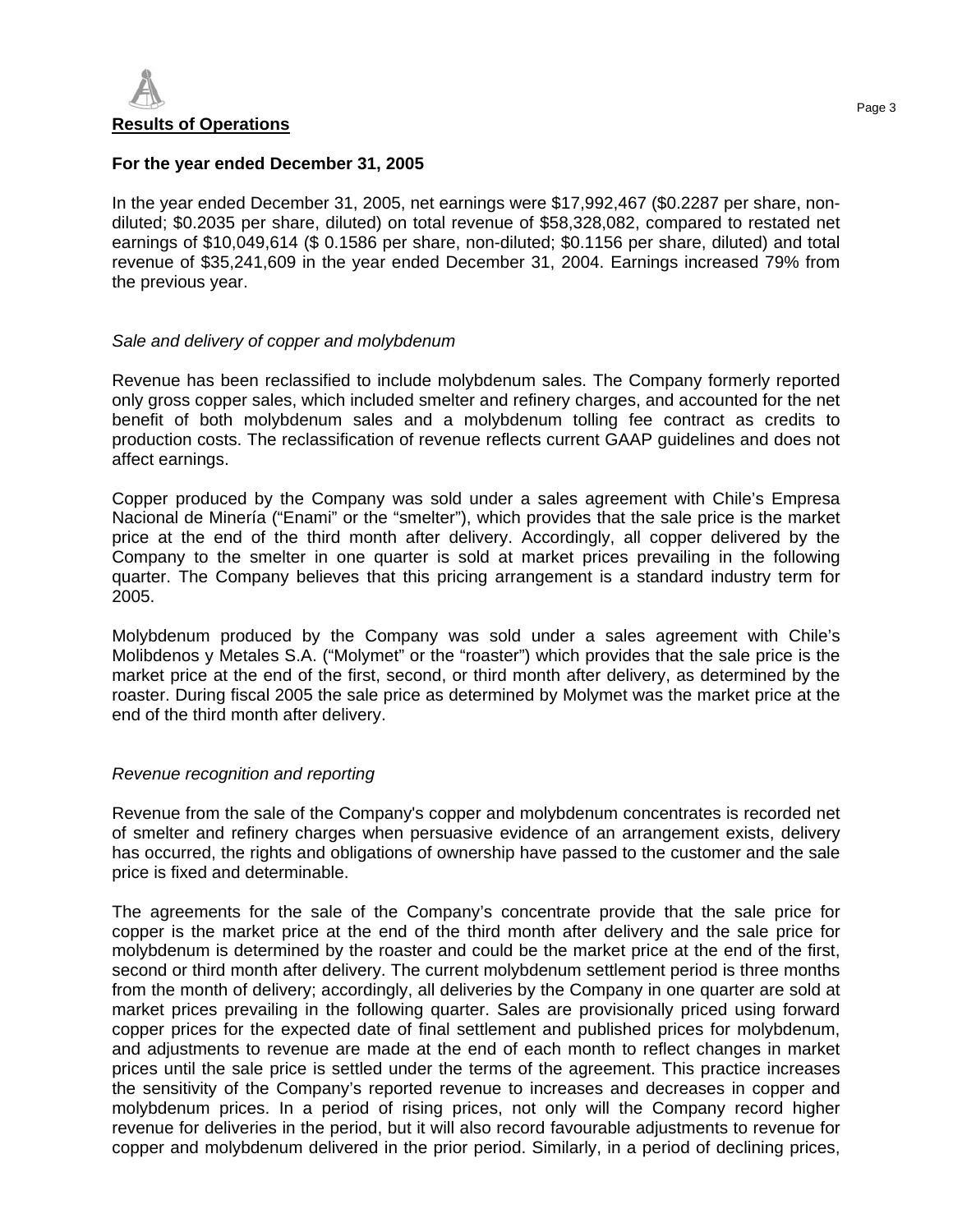## Results of Operations

### For the year ended December 31, 2005

In the year ended December 31, 2005, net earnings were $17,992,467 ($0.2287 per share, non-diluted; $0.2035 per share, diluted) on total revenue of $58,328,082, compared to restated net earnings of $10,049,614 ($ 0.1586 per share, non-diluted; $0.1156 per share, diluted) and total revenue of $35,241,609 in the year ended December 31, 2004. Earnings increased 79% from the previous year.

*Sale and delivery of copper and molybdenum*

Revenue has been reclassified to include molybdenum sales. The Company formerly reported only gross copper sales, which included smelter and refinery charges, and accounted for the net benefit of both molybdenum sales and a molybdenum tolling fee contract as credits to production costs. The reclassification of revenue reflects current GAAP guidelines and does not affect earnings.

Copper produced by the Company was sold under a sales agreement with Chile's Empresa Nacional de Minería ("Enami" or the "smelter"), which provides that the sale price is the market price at the end of the third month after delivery. Accordingly, all copper delivered by the Company to the smelter in one quarter is sold at market prices prevailing in the following quarter. The Company believes that this pricing arrangement is a standard industry term for 2005.

Molybdenum produced by the Company was sold under a sales agreement with Chile's Molibdenos y Metales S.A. ("Molymet" or the "roaster") which provides that the sale price is the market price at the end of the first, second, or third month after delivery, as determined by the roaster. During fiscal 2005 the sale price as determined by Molymet was the market price at the end of the third month after delivery.

*Revenue recognition and reporting*

Revenue from the sale of the Company's copper and molybdenum concentrates is recorded net of smelter and refinery charges when persuasive evidence of an arrangement exists, delivery has occurred, the rights and obligations of ownership have passed to the customer and the sale price is fixed and determinable.

The agreements for the sale of the Company's concentrate provide that the sale price for copper is the market price at the end of the third month after delivery and the sale price for molybdenum is determined by the roaster and could be the market price at the end of the first, second or third month after delivery. The current molybdenum settlement period is three months from the month of delivery; accordingly, all deliveries by the Company in one quarter are sold at market prices prevailing in the following quarter. Sales are provisionally priced using forward copper prices for the expected date of final settlement and published prices for molybdenum, and adjustments to revenue are made at the end of each month to reflect changes in market prices until the sale price is settled under the terms of the agreement. This practice increases the sensitivity of the Company's reported revenue to increases and decreases in copper and molybdenum prices. In a period of rising prices, not only will the Company record higher revenue for deliveries in the period, but it will also record favourable adjustments to revenue for copper and molybdenum delivered in the prior period. Similarly, in a period of declining prices,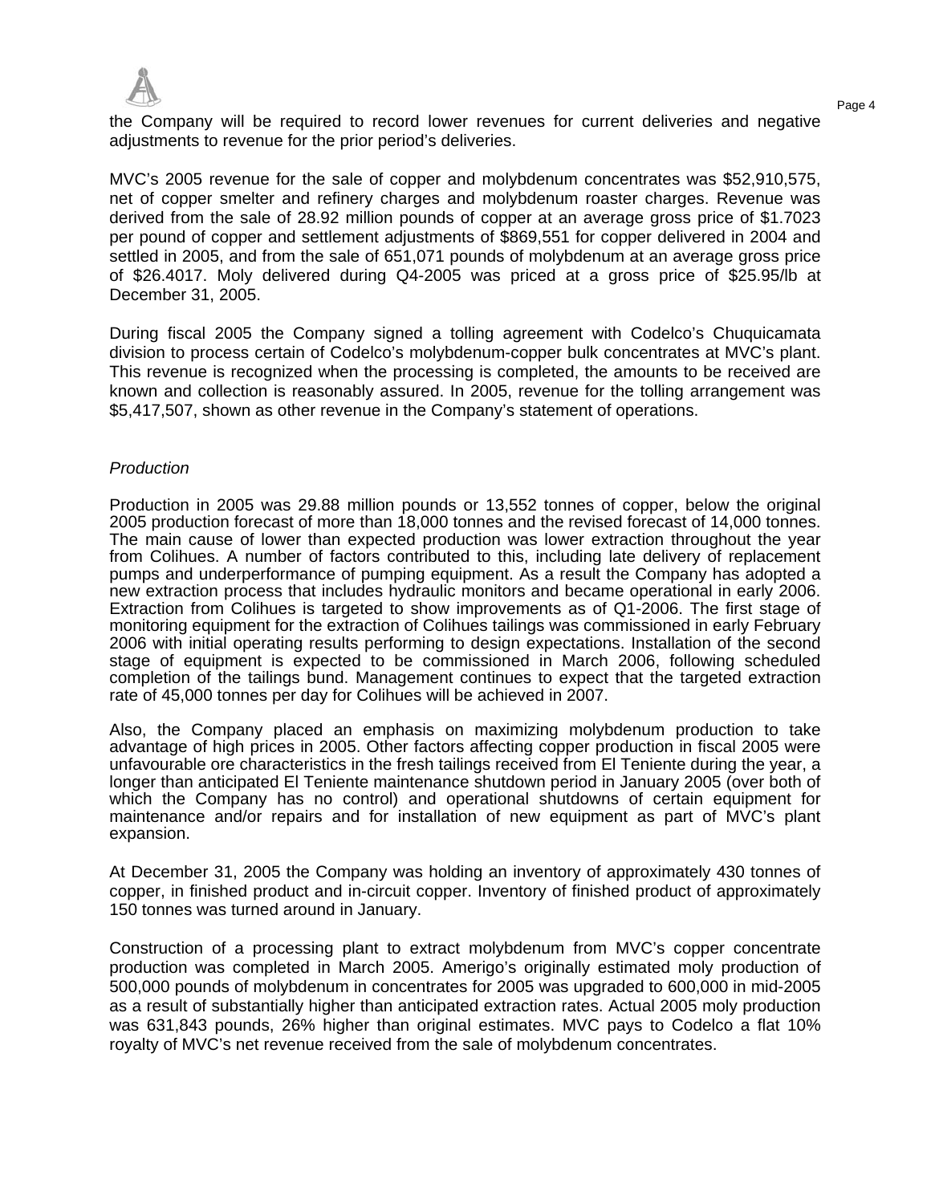the Company will be required to record lower revenues for current deliveries and negative adjustments to revenue for the prior period's deliveries.

MVC's 2005 revenue for the sale of copper and molybdenum concentrates was $52,910,575, net of copper smelter and refinery charges and molybdenum roaster charges. Revenue was derived from the sale of 28.92 million pounds of copper at an average gross price of $1.7023 per pound of copper and settlement adjustments of $869,551 for copper delivered in 2004 and settled in 2005, and from the sale of 651,071 pounds of molybdenum at an average gross price of $26.4017. Moly delivered during Q4-2005 was priced at a gross price of $25.95/lb at December 31, 2005.

During fiscal 2005 the Company signed a tolling agreement with Codelco's Chuquicamata division to process certain of Codelco's molybdenum-copper bulk concentrates at MVC's plant. This revenue is recognized when the processing is completed, the amounts to be received are known and collection is reasonably assured. In 2005, revenue for the tolling arrangement was $5,417,507, shown as other revenue in the Company's statement of operations.

*Production*

Production in 2005 was 29.88 million pounds or 13,552 tonnes of copper, below the original 2005 production forecast of more than 18,000 tonnes and the revised forecast of 14,000 tonnes. The main cause of lower than expected production was lower extraction throughout the year from Colihues. A number of factors contributed to this, including late delivery of replacement pumps and underperformance of pumping equipment. As a result the Company has adopted a new extraction process that includes hydraulic monitors and became operational in early 2006. Extraction from Colihues is targeted to show improvements as of Q1-2006. The first stage of monitoring equipment for the extraction of Colihues tailings was commissioned in early February 2006 with initial operating results performing to design expectations. Installation of the second stage of equipment is expected to be commissioned in March 2006, following scheduled completion of the tailings bund. Management continues to expect that the targeted extraction rate of 45,000 tonnes per day for Colihues will be achieved in 2007.

Also, the Company placed an emphasis on maximizing molybdenum production to take advantage of high prices in 2005. Other factors affecting copper production in fiscal 2005 were unfavourable ore characteristics in the fresh tailings received from El Teniente during the year, a longer than anticipated El Teniente maintenance shutdown period in January 2005 (over both of which the Company has no control) and operational shutdowns of certain equipment for maintenance and/or repairs and for installation of new equipment as part of MVC's plant expansion.

At December 31, 2005 the Company was holding an inventory of approximately 430 tonnes of copper, in finished product and in-circuit copper. Inventory of finished product of approximately 150 tonnes was turned around in January.

Construction of a processing plant to extract molybdenum from MVC's copper concentrate production was completed in March 2005. Amerigo's originally estimated moly production of 500,000 pounds of molybdenum in concentrates for 2005 was upgraded to 600,000 in mid-2005 as a result of substantially higher than anticipated extraction rates. Actual 2005 moly production was 631,843 pounds, 26% higher than original estimates. MVC pays to Codelco a flat 10% royalty of MVC's net revenue received from the sale of molybdenum concentrates.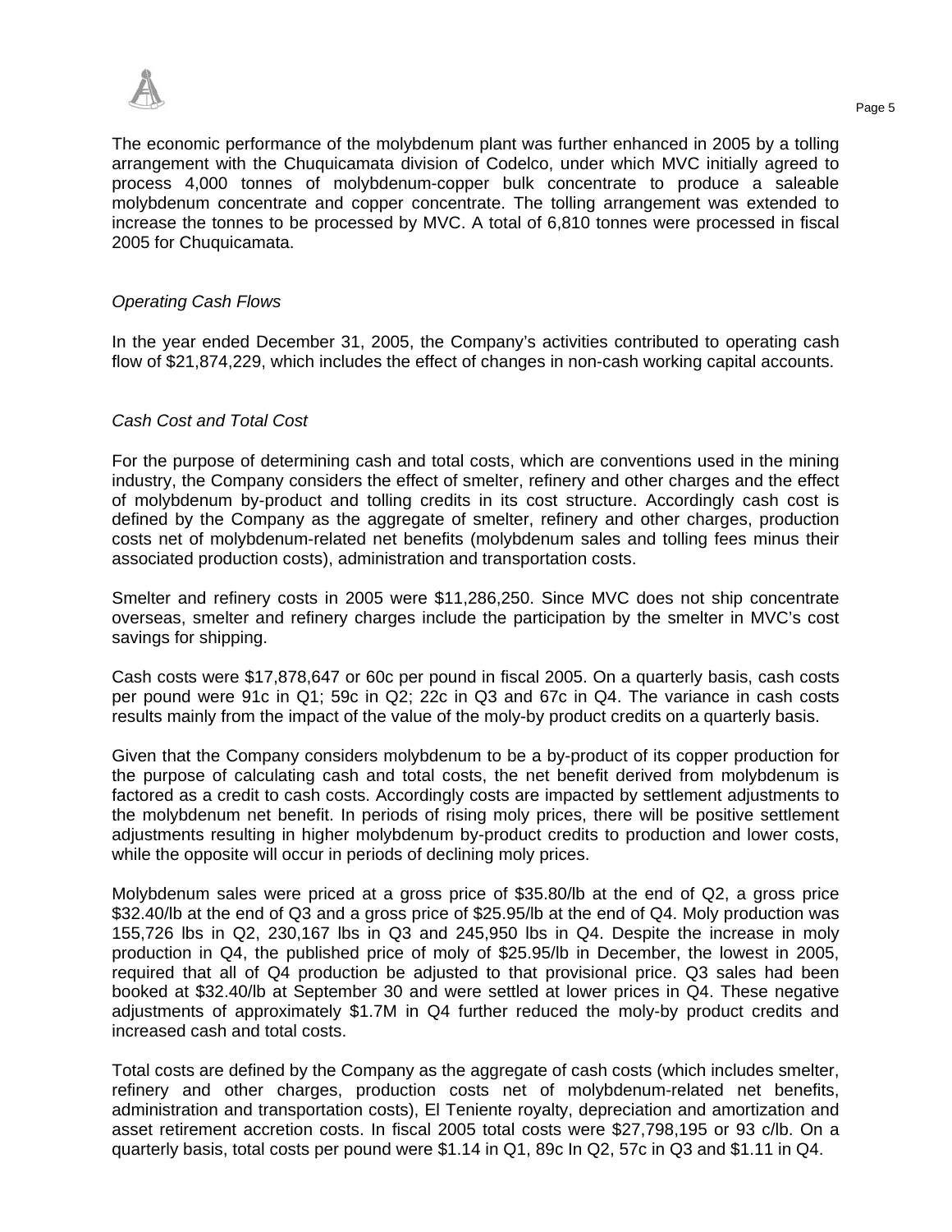The economic performance of the molybdenum plant was further enhanced in 2005 by a tolling arrangement with the Chuquicamata division of Codelco, under which MVC initially agreed to process 4,000 tonnes of molybdenum-copper bulk concentrate to produce a saleable molybdenum concentrate and copper concentrate. The tolling arrangement was extended to increase the tonnes to be processed by MVC. A total of 6,810 tonnes were processed in fiscal 2005 for Chuquicamata.

*Operating Cash Flows*

In the year ended December 31, 2005, the Company's activities contributed to operating cash flow of $21,874,229, which includes the effect of changes in non-cash working capital accounts.

*Cash Cost and Total Cost*

For the purpose of determining cash and total costs, which are conventions used in the mining industry, the Company considers the effect of smelter, refinery and other charges and the effect of molybdenum by-product and tolling credits in its cost structure. Accordingly cash cost is defined by the Company as the aggregate of smelter, refinery and other charges, production costs net of molybdenum-related net benefits (molybdenum sales and tolling fees minus their associated production costs), administration and transportation costs.

Smelter and refinery costs in 2005 were $11,286,250. Since MVC does not ship concentrate overseas, smelter and refinery charges include the participation by the smelter in MVC's cost savings for shipping.

Cash costs were $17,878,647 or 60c per pound in fiscal 2005. On a quarterly basis, cash costs per pound were 91c in Q1; 59c in Q2; 22c in Q3 and 67c in Q4. The variance in cash costs results mainly from the impact of the value of the moly-by product credits on a quarterly basis.

Given that the Company considers molybdenum to be a by-product of its copper production for the purpose of calculating cash and total costs, the net benefit derived from molybdenum is factored as a credit to cash costs. Accordingly costs are impacted by settlement adjustments to the molybdenum net benefit. In periods of rising moly prices, there will be positive settlement adjustments resulting in higher molybdenum by-product credits to production and lower costs, while the opposite will occur in periods of declining moly prices.

Molybdenum sales were priced at a gross price of $35.80/lb at the end of Q2, a gross price $32.40/lb at the end of Q3 and a gross price of $25.95/lb at the end of Q4. Moly production was 155,726 lbs in Q2, 230,167 lbs in Q3 and 245,950 lbs in Q4. Despite the increase in moly production in Q4, the published price of moly of $25.95/lb in December, the lowest in 2005, required that all of Q4 production be adjusted to that provisional price. Q3 sales had been booked at $32.40/lb at September 30 and were settled at lower prices in Q4. These negative adjustments of approximately $1.7M in Q4 further reduced the moly-by product credits and increased cash and total costs.

Total costs are defined by the Company as the aggregate of cash costs (which includes smelter, refinery and other charges, production costs net of molybdenum-related net benefits, administration and transportation costs), El Teniente royalty, depreciation and amortization and asset retirement accretion costs. In fiscal 2005 total costs were $27,798,195 or 93 c/lb. On a quarterly basis, total costs per pound were $1.14 in Q1, 89c In Q2, 57c in Q3 and $1.11 in Q4.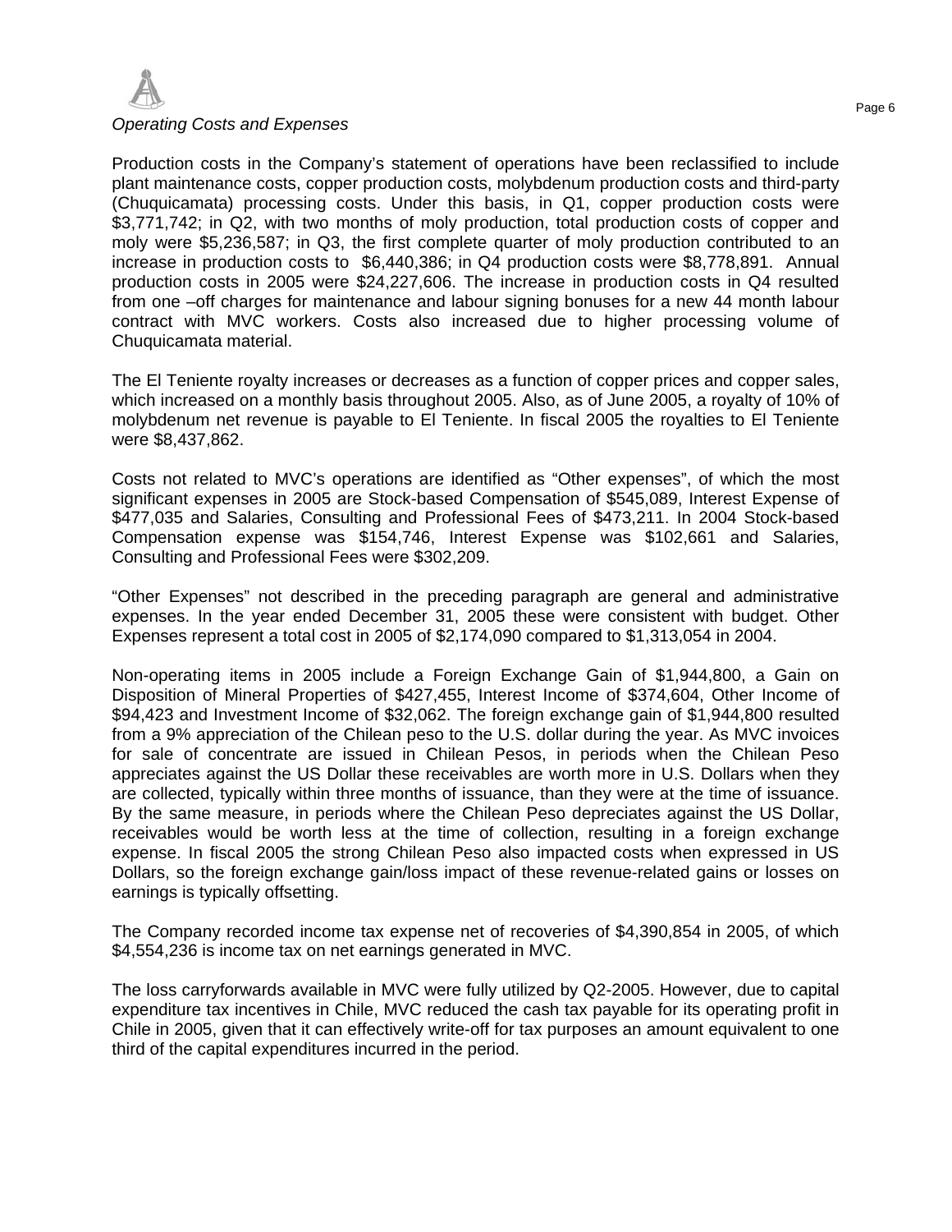*Operating Costs and Expenses*

Production costs in the Company's statement of operations have been reclassified to include plant maintenance costs, copper production costs, molybdenum production costs and third-party (Chuquicamata) processing costs. Under this basis, in Q1, copper production costs were $3,771,742; in Q2, with two months of moly production, total production costs of copper and moly were $5,236,587; in Q3, the first complete quarter of moly production contributed to an increase in production costs to $6,440,386; in Q4 production costs were $8,778,891. Annual production costs in 2005 were $24,227,606. The increase in production costs in Q4 resulted from one –off charges for maintenance and labour signing bonuses for a new 44 month labour contract with MVC workers. Costs also increased due to higher processing volume of Chuquicamata material.

The El Teniente royalty increases or decreases as a function of copper prices and copper sales, which increased on a monthly basis throughout 2005. Also, as of June 2005, a royalty of 10% of molybdenum net revenue is payable to El Teniente. In fiscal 2005 the royalties to El Teniente were $8,437,862.

Costs not related to MVC's operations are identified as "Other expenses", of which the most significant expenses in 2005 are Stock-based Compensation of $545,089, Interest Expense of $477,035 and Salaries, Consulting and Professional Fees of $473,211. In 2004 Stock-based Compensation expense was $154,746, Interest Expense was $102,661 and Salaries, Consulting and Professional Fees were $302,209.

"Other Expenses" not described in the preceding paragraph are general and administrative expenses. In the year ended December 31, 2005 these were consistent with budget. Other Expenses represent a total cost in 2005 of $2,174,090 compared to $1,313,054 in 2004.

Non-operating items in 2005 include a Foreign Exchange Gain of $1,944,800, a Gain on Disposition of Mineral Properties of $427,455, Interest Income of $374,604, Other Income of $94,423 and Investment Income of $32,062. The foreign exchange gain of $1,944,800 resulted from a 9% appreciation of the Chilean peso to the U.S. dollar during the year. As MVC invoices for sale of concentrate are issued in Chilean Pesos, in periods when the Chilean Peso appreciates against the US Dollar these receivables are worth more in U.S. Dollars when they are collected, typically within three months of issuance, than they were at the time of issuance. By the same measure, in periods where the Chilean Peso depreciates against the US Dollar, receivables would be worth less at the time of collection, resulting in a foreign exchange expense. In fiscal 2005 the strong Chilean Peso also impacted costs when expressed in US Dollars, so the foreign exchange gain/loss impact of these revenue-related gains or losses on earnings is typically offsetting.

The Company recorded income tax expense net of recoveries of $4,390,854 in 2005, of which $4,554,236 is income tax on net earnings generated in MVC.

The loss carryforwards available in MVC were fully utilized by Q2-2005. However, due to capital expenditure tax incentives in Chile, MVC reduced the cash tax payable for its operating profit in Chile in 2005, given that it can effectively write-off for tax purposes an amount equivalent to one third of the capital expenditures incurred in the period.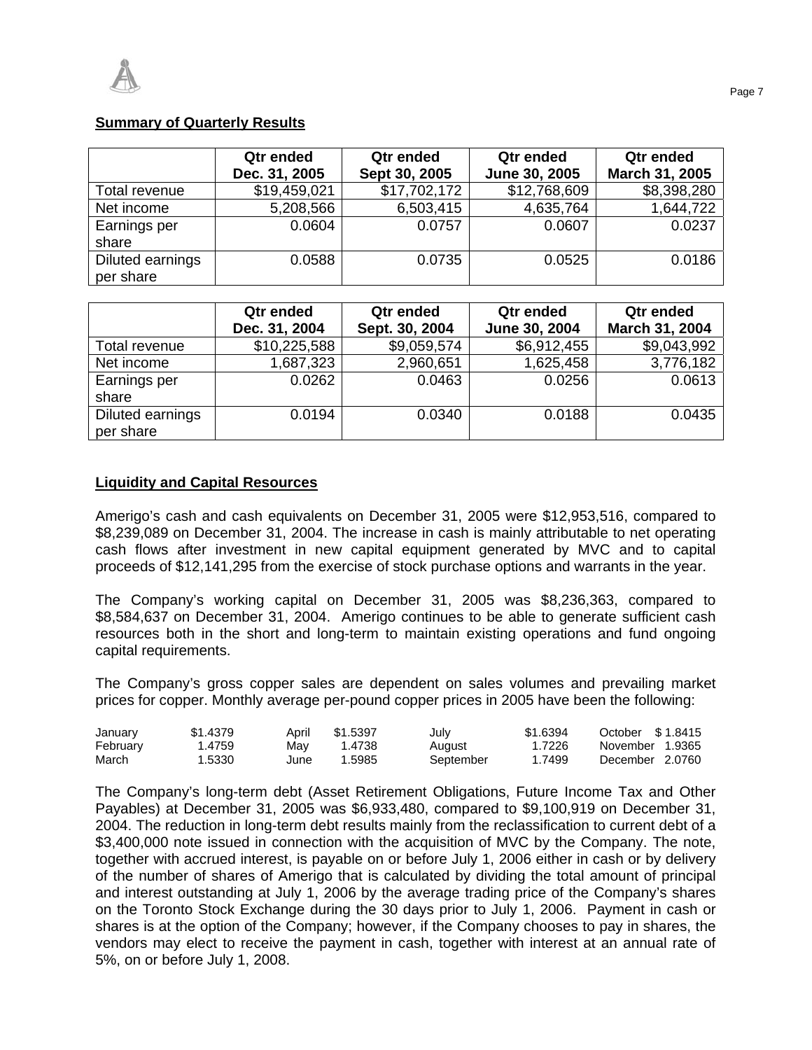**Summary of Quarterly Results**

| | Qtr ended Dec. 31, 2005 | Qtr ended Sept 30, 2005 | Qtr ended June 30, 2005 | Qtr ended March 31, 2005 |
|---|---|---|---|---|
| Total revenue | $19,459,021 | $17,702,172 | $12,768,609 | $8,398,280 |
| Net income | 5,208,566 | 6,503,415 | 4,635,764 | 1,644,722 |
| Earnings per share | 0.0604 | 0.0757 | 0.0607 | 0.0237 |
| Diluted earnings per share | 0.0588 | 0.0735 | 0.0525 | 0.0186 |

| | Qtr ended Dec. 31, 2004 | Qtr ended Sept. 30, 2004 | Qtr ended June 30, 2004 | Qtr ended March 31, 2004 |
|---|---|---|---|---|
| Total revenue | $10,225,588 | $9,059,574 | $6,912,455 | $9,043,992 |
| Net income | 1,687,323 | 2,960,651 | 1,625,458 | 3,776,182 |
| Earnings per share | 0.0262 | 0.0463 | 0.0256 | 0.0613 |
| Diluted earnings per share | 0.0194 | 0.0340 | 0.0188 | 0.0435 |

**Liquidity and Capital Resources**

Amerigo's cash and cash equivalents on December 31, 2005 were $12,953,516, compared to $8,239,089 on December 31, 2004. The increase in cash is mainly attributable to net operating cash flows after investment in new capital equipment generated by MVC and to capital proceeds of $12,141,295 from the exercise of stock purchase options and warrants in the year.

The Company's working capital on December 31, 2005 was $8,236,363, compared to $8,584,637 on December 31, 2004. Amerigo continues to be able to generate sufficient cash resources both in the short and long-term to maintain existing operations and fund ongoing capital requirements.

The Company's gross copper sales are dependent on sales volumes and prevailing market prices for copper. Monthly average per-pound copper prices in 2005 have been the following:

| | | | | | | | |
|---|---|---|---|---|---|---|---|
| January | $1.4379 | April | $1.5397 | July | $1.6394 | October | $ 1.8415 |
| February | 1.4759 | May | 1.4738 | August | 1.7226 | November | 1.9365 |
| March | 1.5330 | June | 1.5985 | September | 1.7499 | December | 2.0760 |

The Company's long-term debt (Asset Retirement Obligations, Future Income Tax and Other Payables) at December 31, 2005 was $6,933,480, compared to $9,100,919 on December 31, 2004. The reduction in long-term debt results mainly from the reclassification to current debt of a $3,400,000 note issued in connection with the acquisition of MVC by the Company. The note, together with accrued interest, is payable on or before July 1, 2006 either in cash or by delivery of the number of shares of Amerigo that is calculated by dividing the total amount of principal and interest outstanding at July 1, 2006 by the average trading price of the Company's shares on the Toronto Stock Exchange during the 30 days prior to July 1, 2006. Payment in cash or shares is at the option of the Company; however, if the Company chooses to pay in shares, the vendors may elect to receive the payment in cash, together with interest at an annual rate of 5%, on or before July 1, 2008.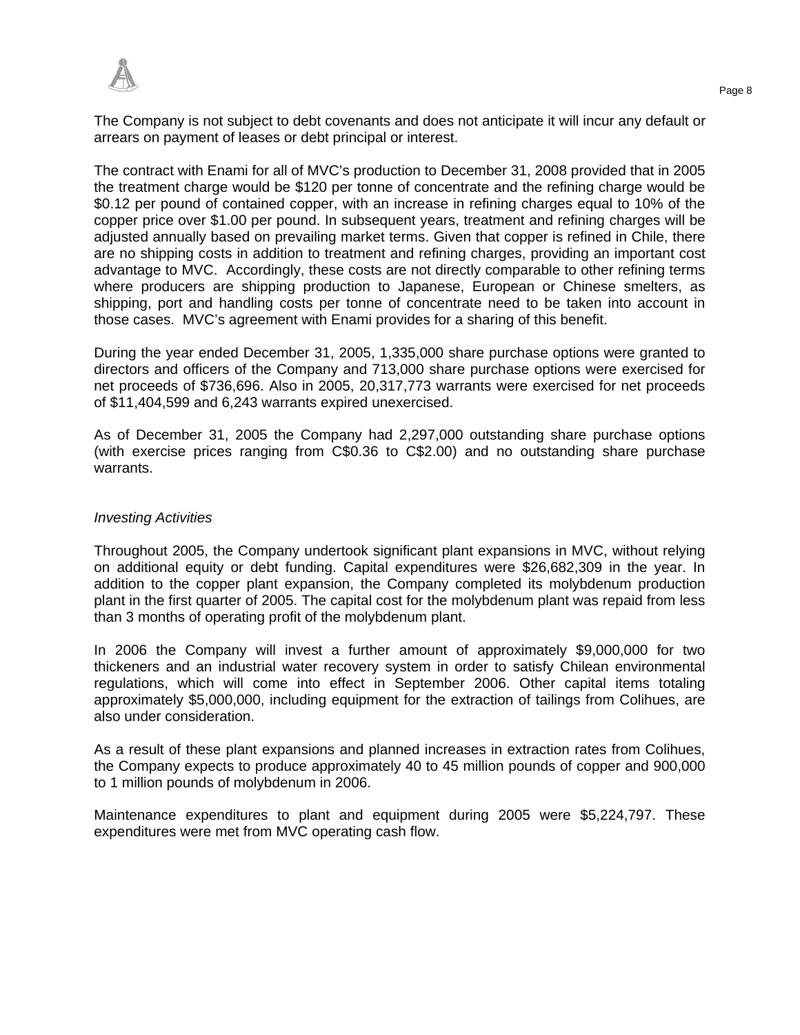The Company is not subject to debt covenants and does not anticipate it will incur any default or arrears on payment of leases or debt principal or interest.

The contract with Enami for all of MVC's production to December 31, 2008 provided that in 2005 the treatment charge would be $120 per tonne of concentrate and the refining charge would be $0.12 per pound of contained copper, with an increase in refining charges equal to 10% of the copper price over $1.00 per pound. In subsequent years, treatment and refining charges will be adjusted annually based on prevailing market terms. Given that copper is refined in Chile, there are no shipping costs in addition to treatment and refining charges, providing an important cost advantage to MVC. Accordingly, these costs are not directly comparable to other refining terms where producers are shipping production to Japanese, European or Chinese smelters, as shipping, port and handling costs per tonne of concentrate need to be taken into account in those cases. MVC's agreement with Enami provides for a sharing of this benefit.

During the year ended December 31, 2005, 1,335,000 share purchase options were granted to directors and officers of the Company and 713,000 share purchase options were exercised for net proceeds of $736,696. Also in 2005, 20,317,773 warrants were exercised for net proceeds of $11,404,599 and 6,243 warrants expired unexercised.

As of December 31, 2005 the Company had 2,297,000 outstanding share purchase options (with exercise prices ranging from C$0.36 to C$2.00) and no outstanding share purchase warrants.

*Investing Activities*

Throughout 2005, the Company undertook significant plant expansions in MVC, without relying on additional equity or debt funding. Capital expenditures were $26,682,309 in the year. In addition to the copper plant expansion, the Company completed its molybdenum production plant in the first quarter of 2005. The capital cost for the molybdenum plant was repaid from less than 3 months of operating profit of the molybdenum plant.

In 2006 the Company will invest a further amount of approximately $9,000,000 for two thickeners and an industrial water recovery system in order to satisfy Chilean environmental regulations, which will come into effect in September 2006. Other capital items totaling approximately $5,000,000, including equipment for the extraction of tailings from Colihues, are also under consideration.

As a result of these plant expansions and planned increases in extraction rates from Colihues, the Company expects to produce approximately 40 to 45 million pounds of copper and 900,000 to 1 million pounds of molybdenum in 2006.

Maintenance expenditures to plant and equipment during 2005 were $5,224,797. These expenditures were met from MVC operating cash flow.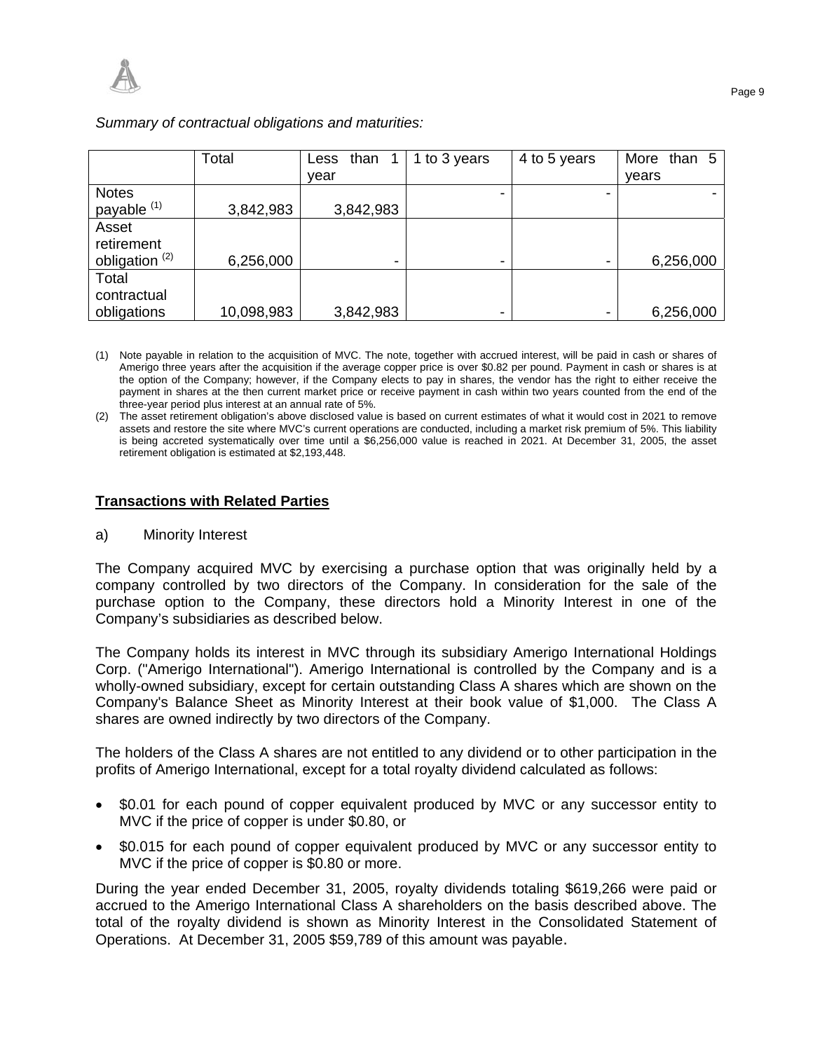*Summary of contractual obligations and maturities:*

| | Total | Less than 1 year | 1 to 3 years | 4 to 5 years | More than 5 years |
|---|---|---|---|---|---|
| Notes payable [(1)] | 3,842,983 | 3,842,983 | - | - | - |
| Asset retirement obligation [(2)] | 6,256,000 | - | - | - | 6,256,000 |
| Total contractual obligations | 10,098,983 | 3,842,983 | - | - | 6,256,000 |

(1) Note payable in relation to the acquisition of MVC. The note, together with accrued interest, will be paid in cash or shares of Amerigo three years after the acquisition if the average copper price is over $0.82 per pound. Payment in cash or shares is at the option of the Company; however, if the Company elects to pay in shares, the vendor has the right to either receive the payment in shares at the then current market price or receive payment in cash within two years counted from the end of the three-year period plus interest at an annual rate of 5%.

(2) The asset retirement obligation's above disclosed value is based on current estimates of what it would cost in 2021 to remove assets and restore the site where MVC's current operations are conducted, including a market risk premium of 5%. This liability is being accreted systematically over time until a $6,256,000 value is reached in 2021. At December 31, 2005, the asset retirement obligation is estimated at $2,193,448.

## **Transactions with Related Parties**

a) Minority Interest

The Company acquired MVC by exercising a purchase option that was originally held by a company controlled by two directors of the Company. In consideration for the sale of the purchase option to the Company, these directors hold a Minority Interest in one of the Company's subsidiaries as described below.

The Company holds its interest in MVC through its subsidiary Amerigo International Holdings Corp. ("Amerigo International"). Amerigo International is controlled by the Company and is a wholly-owned subsidiary, except for certain outstanding Class A shares which are shown on the Company's Balance Sheet as Minority Interest at their book value of $1,000. The Class A shares are owned indirectly by two directors of the Company.

The holders of the Class A shares are not entitled to any dividend or to other participation in the profits of Amerigo International, except for a total royalty dividend calculated as follows:

- $0.01 for each pound of copper equivalent produced by MVC or any successor entity to MVC if the price of copper is under $0.80, or
- $0.015 for each pound of copper equivalent produced by MVC or any successor entity to MVC if the price of copper is $0.80 or more.

During the year ended December 31, 2005, royalty dividends totaling $619,266 were paid or accrued to the Amerigo International Class A shareholders on the basis described above. The total of the royalty dividend is shown as Minority Interest in the Consolidated Statement of Operations. At December 31, 2005 $59,789 of this amount was payable.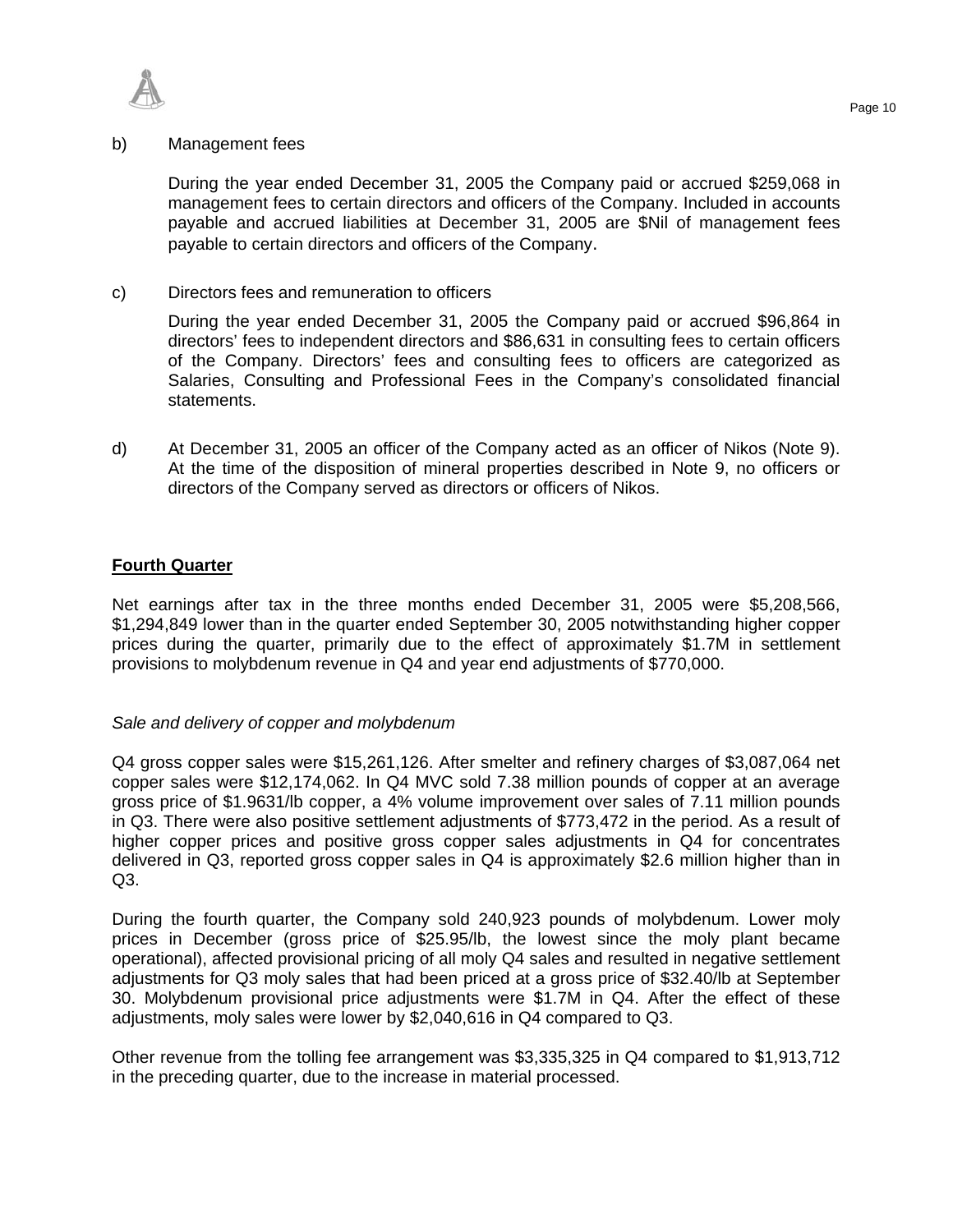b) Management fees

During the year ended December 31, 2005 the Company paid or accrued $259,068 in management fees to certain directors and officers of the Company. Included in accounts payable and accrued liabilities at December 31, 2005 are $Nil of management fees payable to certain directors and officers of the Company.

c) Directors fees and remuneration to officers

During the year ended December 31, 2005 the Company paid or accrued $96,864 in directors' fees to independent directors and $86,631 in consulting fees to certain officers of the Company. Directors' fees and consulting fees to officers are categorized as Salaries, Consulting and Professional Fees in the Company's consolidated financial statements.

d) At December 31, 2005 an officer of the Company acted as an officer of Nikos (Note 9). At the time of the disposition of mineral properties described in Note 9, no officers or directors of the Company served as directors or officers of Nikos.

## Fourth Quarter

Net earnings after tax in the three months ended December 31, 2005 were $5,208,566, $1,294,849 lower than in the quarter ended September 30, 2005 notwithstanding higher copper prices during the quarter, primarily due to the effect of approximately $1.7M in settlement provisions to molybdenum revenue in Q4 and year end adjustments of $770,000.

*Sale and delivery of copper and molybdenum*

Q4 gross copper sales were $15,261,126. After smelter and refinery charges of $3,087,064 net copper sales were $12,174,062. In Q4 MVC sold 7.38 million pounds of copper at an average gross price of $1.9631/lb copper, a 4% volume improvement over sales of 7.11 million pounds in Q3. There were also positive settlement adjustments of $773,472 in the period. As a result of higher copper prices and positive gross copper sales adjustments in Q4 for concentrates delivered in Q3, reported gross copper sales in Q4 is approximately $2.6 million higher than in Q3.

During the fourth quarter, the Company sold 240,923 pounds of molybdenum. Lower moly prices in December (gross price of $25.95/lb, the lowest since the moly plant became operational), affected provisional pricing of all moly Q4 sales and resulted in negative settlement adjustments for Q3 moly sales that had been priced at a gross price of $32.40/lb at September 30. Molybdenum provisional price adjustments were $1.7M in Q4. After the effect of these adjustments, moly sales were lower by $2,040,616 in Q4 compared to Q3.

Other revenue from the tolling fee arrangement was $3,335,325 in Q4 compared to $1,913,712 in the preceding quarter, due to the increase in material processed.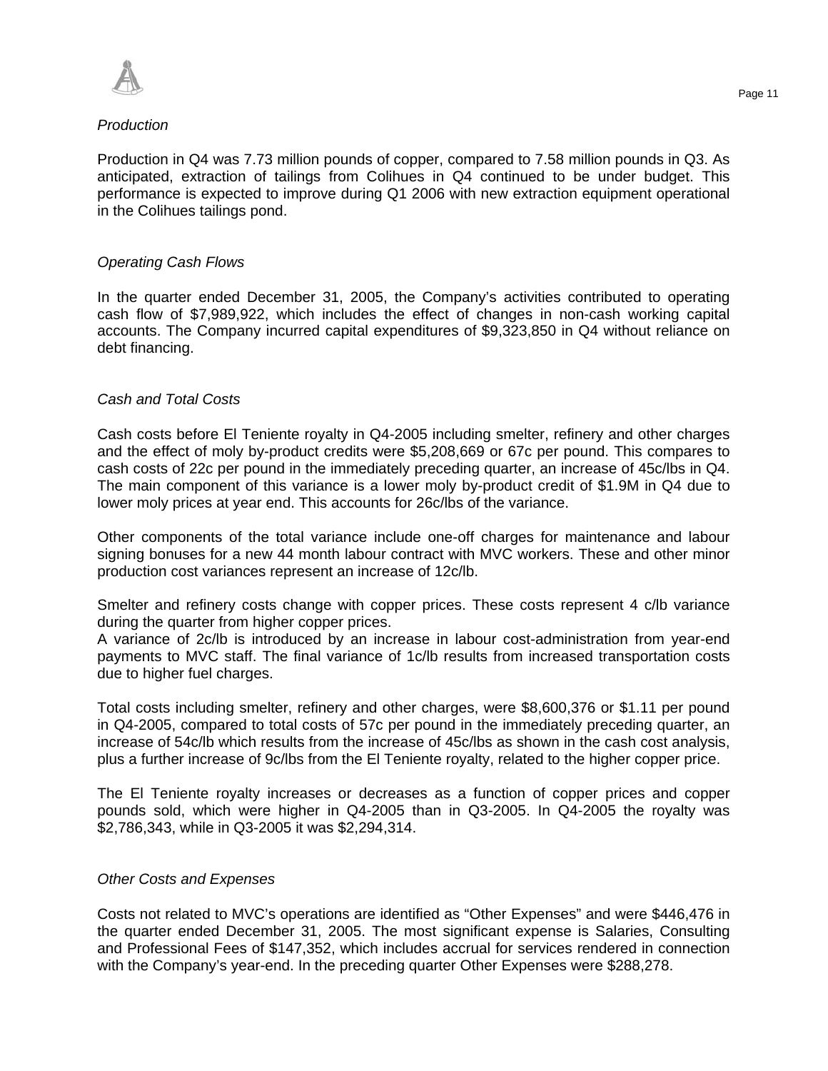*Production*

Production in Q4 was 7.73 million pounds of copper, compared to 7.58 million pounds in Q3. As anticipated, extraction of tailings from Colihues in Q4 continued to be under budget. This performance is expected to improve during Q1 2006 with new extraction equipment operational in the Colihues tailings pond.

*Operating Cash Flows*

In the quarter ended December 31, 2005, the Company's activities contributed to operating cash flow of $7,989,922, which includes the effect of changes in non-cash working capital accounts. The Company incurred capital expenditures of $9,323,850 in Q4 without reliance on debt financing.

*Cash and Total Costs*

Cash costs before El Teniente royalty in Q4-2005 including smelter, refinery and other charges and the effect of moly by-product credits were $5,208,669 or 67c per pound. This compares to cash costs of 22c per pound in the immediately preceding quarter, an increase of 45c/lbs in Q4. The main component of this variance is a lower moly by-product credit of $1.9M in Q4 due to lower moly prices at year end. This accounts for 26c/lbs of the variance.

Other components of the total variance include one-off charges for maintenance and labour signing bonuses for a new 44 month labour contract with MVC workers. These and other minor production cost variances represent an increase of 12c/lb.

Smelter and refinery costs change with copper prices. These costs represent 4 c/lb variance during the quarter from higher copper prices.
A variance of 2c/lb is introduced by an increase in labour cost-administration from year-end payments to MVC staff. The final variance of 1c/lb results from increased transportation costs due to higher fuel charges.

Total costs including smelter, refinery and other charges, were $8,600,376 or $1.11 per pound in Q4-2005, compared to total costs of 57c per pound in the immediately preceding quarter, an increase of 54c/lb which results from the increase of 45c/lbs as shown in the cash cost analysis, plus a further increase of 9c/lbs from the El Teniente royalty, related to the higher copper price.

The El Teniente royalty increases or decreases as a function of copper prices and copper pounds sold, which were higher in Q4-2005 than in Q3-2005. In Q4-2005 the royalty was $2,786,343, while in Q3-2005 it was $2,294,314.

*Other Costs and Expenses*

Costs not related to MVC's operations are identified as "Other Expenses" and were $446,476 in the quarter ended December 31, 2005. The most significant expense is Salaries, Consulting and Professional Fees of $147,352, which includes accrual for services rendered in connection with the Company's year-end. In the preceding quarter Other Expenses were $288,278.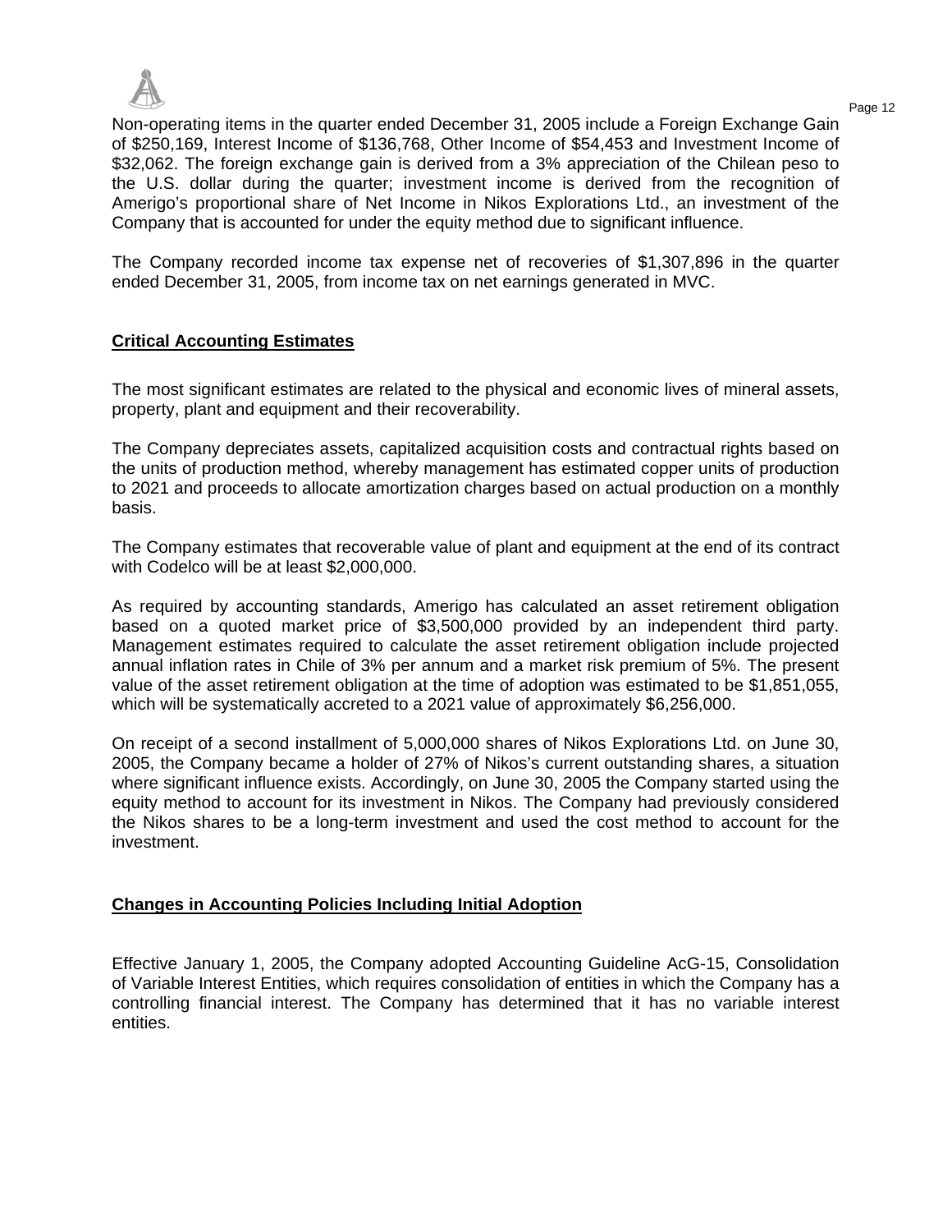Non-operating items in the quarter ended December 31, 2005 include a Foreign Exchange Gain of $250,169, Interest Income of $136,768, Other Income of $54,453 and Investment Income of $32,062. The foreign exchange gain is derived from a 3% appreciation of the Chilean peso to the U.S. dollar during the quarter; investment income is derived from the recognition of Amerigo's proportional share of Net Income in Nikos Explorations Ltd., an investment of the Company that is accounted for under the equity method due to significant influence.

The Company recorded income tax expense net of recoveries of $1,307,896 in the quarter ended December 31, 2005, from income tax on net earnings generated in MVC.

## Critical Accounting Estimates

The most significant estimates are related to the physical and economic lives of mineral assets, property, plant and equipment and their recoverability.

The Company depreciates assets, capitalized acquisition costs and contractual rights based on the units of production method, whereby management has estimated copper units of production to 2021 and proceeds to allocate amortization charges based on actual production on a monthly basis.

The Company estimates that recoverable value of plant and equipment at the end of its contract with Codelco will be at least $2,000,000.

As required by accounting standards, Amerigo has calculated an asset retirement obligation based on a quoted market price of $3,500,000 provided by an independent third party. Management estimates required to calculate the asset retirement obligation include projected annual inflation rates in Chile of 3% per annum and a market risk premium of 5%. The present value of the asset retirement obligation at the time of adoption was estimated to be $1,851,055, which will be systematically accreted to a 2021 value of approximately $6,256,000.

On receipt of a second installment of 5,000,000 shares of Nikos Explorations Ltd. on June 30, 2005, the Company became a holder of 27% of Nikos's current outstanding shares, a situation where significant influence exists. Accordingly, on June 30, 2005 the Company started using the equity method to account for its investment in Nikos. The Company had previously considered the Nikos shares to be a long-term investment and used the cost method to account for the investment.

## Changes in Accounting Policies Including Initial Adoption

Effective January 1, 2005, the Company adopted Accounting Guideline AcG-15, Consolidation of Variable Interest Entities, which requires consolidation of entities in which the Company has a controlling financial interest. The Company has determined that it has no variable interest entities.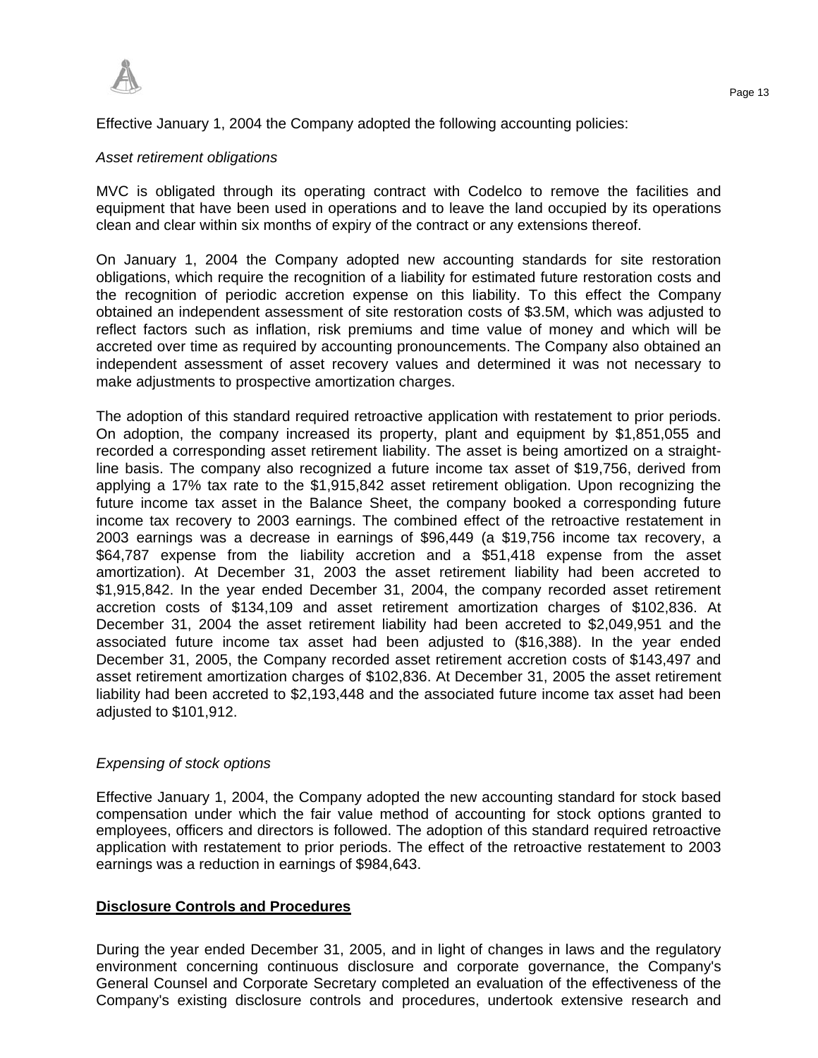Effective January 1, 2004 the Company adopted the following accounting policies:

*Asset retirement obligations*

MVC is obligated through its operating contract with Codelco to remove the facilities and equipment that have been used in operations and to leave the land occupied by its operations clean and clear within six months of expiry of the contract or any extensions thereof.

On January 1, 2004 the Company adopted new accounting standards for site restoration obligations, which require the recognition of a liability for estimated future restoration costs and the recognition of periodic accretion expense on this liability. To this effect the Company obtained an independent assessment of site restoration costs of $3.5M, which was adjusted to reflect factors such as inflation, risk premiums and time value of money and which will be accreted over time as required by accounting pronouncements. The Company also obtained an independent assessment of asset recovery values and determined it was not necessary to make adjustments to prospective amortization charges.

The adoption of this standard required retroactive application with restatement to prior periods. On adoption, the company increased its property, plant and equipment by $1,851,055 and recorded a corresponding asset retirement liability. The asset is being amortized on a straight-line basis. The company also recognized a future income tax asset of $19,756, derived from applying a 17% tax rate to the $1,915,842 asset retirement obligation. Upon recognizing the future income tax asset in the Balance Sheet, the company booked a corresponding future income tax recovery to 2003 earnings. The combined effect of the retroactive restatement in 2003 earnings was a decrease in earnings of $96,449 (a $19,756 income tax recovery, a $64,787 expense from the liability accretion and a $51,418 expense from the asset amortization). At December 31, 2003 the asset retirement liability had been accreted to $1,915,842. In the year ended December 31, 2004, the company recorded asset retirement accretion costs of $134,109 and asset retirement amortization charges of $102,836. At December 31, 2004 the asset retirement liability had been accreted to $2,049,951 and the associated future income tax asset had been adjusted to ($16,388). In the year ended December 31, 2005, the Company recorded asset retirement accretion costs of $143,497 and asset retirement amortization charges of $102,836. At December 31, 2005 the asset retirement liability had been accreted to $2,193,448 and the associated future income tax asset had been adjusted to $101,912.

*Expensing of stock options*

Effective January 1, 2004, the Company adopted the new accounting standard for stock based compensation under which the fair value method of accounting for stock options granted to employees, officers and directors is followed. The adoption of this standard required retroactive application with restatement to prior periods. The effect of the retroactive restatement to 2003 earnings was a reduction in earnings of $984,643.

## Disclosure Controls and Procedures

During the year ended December 31, 2005, and in light of changes in laws and the regulatory environment concerning continuous disclosure and corporate governance, the Company's General Counsel and Corporate Secretary completed an evaluation of the effectiveness of the Company's existing disclosure controls and procedures, undertook extensive research and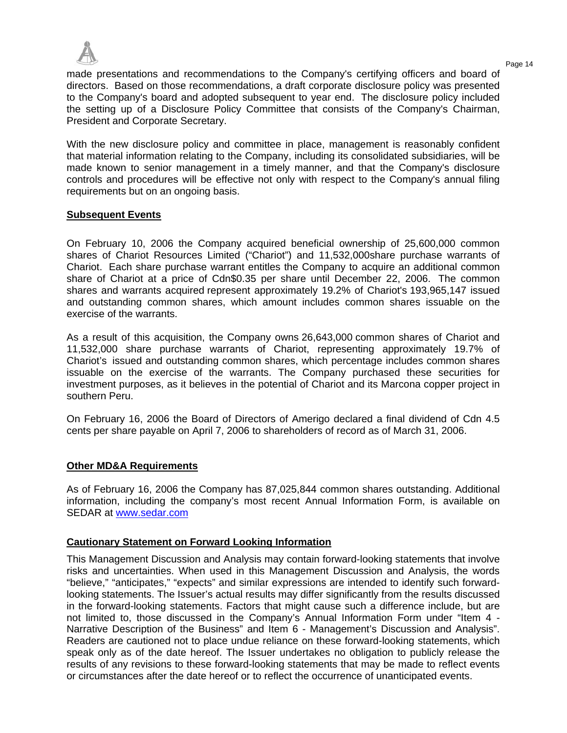made presentations and recommendations to the Company's certifying officers and board of directors. Based on those recommendations, a draft corporate disclosure policy was presented to the Company's board and adopted subsequent to year end. The disclosure policy included the setting up of a Disclosure Policy Committee that consists of the Company's Chairman, President and Corporate Secretary.

With the new disclosure policy and committee in place, management is reasonably confident that material information relating to the Company, including its consolidated subsidiaries, will be made known to senior management in a timely manner, and that the Company's disclosure controls and procedures will be effective not only with respect to the Company's annual filing requirements but on an ongoing basis.

**Subsequent Events**

On February 10, 2006 the Company acquired beneficial ownership of 25,600,000 common shares of Chariot Resources Limited ("Chariot") and 11,532,000share purchase warrants of Chariot. Each share purchase warrant entitles the Company to acquire an additional common share of Chariot at a price of Cdn$0.35 per share until December 22, 2006. The common shares and warrants acquired represent approximately 19.2% of Chariot's 193,965,147 issued and outstanding common shares, which amount includes common shares issuable on the exercise of the warrants.

As a result of this acquisition, the Company owns 26,643,000 common shares of Chariot and 11,532,000 share purchase warrants of Chariot, representing approximately 19.7% of Chariot's issued and outstanding common shares, which percentage includes common shares issuable on the exercise of the warrants. The Company purchased these securities for investment purposes, as it believes in the potential of Chariot and its Marcona copper project in southern Peru.

On February 16, 2006 the Board of Directors of Amerigo declared a final dividend of Cdn 4.5 cents per share payable on April 7, 2006 to shareholders of record as of March 31, 2006.

**Other MD&A Requirements**

As of February 16, 2006 the Company has 87,025,844 common shares outstanding. Additional information, including the company's most recent Annual Information Form, is available on SEDAR at www.sedar.com

**Cautionary Statement on Forward Looking Information**

This Management Discussion and Analysis may contain forward-looking statements that involve risks and uncertainties. When used in this Management Discussion and Analysis, the words "believe," "anticipates," "expects" and similar expressions are intended to identify such forward-looking statements. The Issuer's actual results may differ significantly from the results discussed in the forward-looking statements. Factors that might cause such a difference include, but are not limited to, those discussed in the Company's Annual Information Form under "Item 4 - Narrative Description of the Business" and Item 6 - Management's Discussion and Analysis". Readers are cautioned not to place undue reliance on these forward-looking statements, which speak only as of the date hereof. The Issuer undertakes no obligation to publicly release the results of any revisions to these forward-looking statements that may be made to reflect events or circumstances after the date hereof or to reflect the occurrence of unanticipated events.